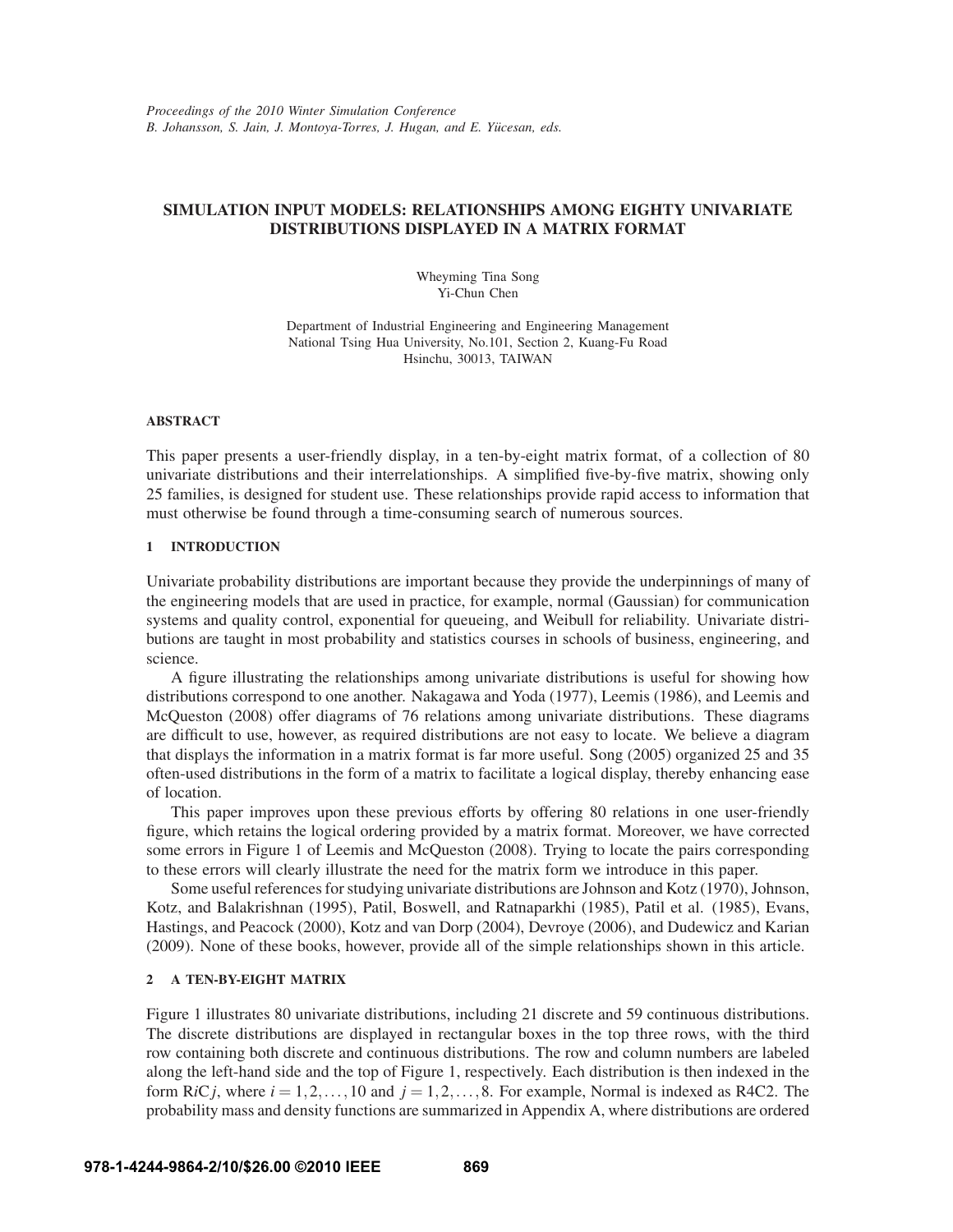*Proceedings of the 2010 Winter Simulation Conference*
*B. Johansson, S. Jain, J. Montoya-Torres, J. Hugan, and E. Yücesan, eds.*

# SIMULATION INPUT MODELS: RELATIONSHIPS AMONG EIGHTY UNIVARIATE DISTRIBUTIONS DISPLAYED IN A MATRIX FORMAT

Wheyming Tina Song
Yi-Chun Chen

Department of Industrial Engineering and Engineering Management
National Tsing Hua University, No.101, Section 2, Kuang-Fu Road
Hsinchu, 30013, TAIWAN

## ABSTRACT

This paper presents a user-friendly display, in a ten-by-eight matrix format, of a collection of 80 univariate distributions and their interrelationships. A simplified five-by-five matrix, showing only 25 families, is designed for student use. These relationships provide rapid access to information that must otherwise be found through a time-consuming search of numerous sources.

## 1 INTRODUCTION

Univariate probability distributions are important because they provide the underpinnings of many of the engineering models that are used in practice, for example, normal (Gaussian) for communication systems and quality control, exponential for queueing, and Weibull for reliability. Univariate distributions are taught in most probability and statistics courses in schools of business, engineering, and science.

A figure illustrating the relationships among univariate distributions is useful for showing how distributions correspond to one another. Nakagawa and Yoda (1977), Leemis (1986), and Leemis and McQueston (2008) offer diagrams of 76 relations among univariate distributions. These diagrams are difficult to use, however, as required distributions are not easy to locate. We believe a diagram that displays the information in a matrix format is far more useful. Song (2005) organized 25 and 35 often-used distributions in the form of a matrix to facilitate a logical display, thereby enhancing ease of location.

This paper improves upon these previous efforts by offering 80 relations in one user-friendly figure, which retains the logical ordering provided by a matrix format. Moreover, we have corrected some errors in Figure 1 of Leemis and McQueston (2008). Trying to locate the pairs corresponding to these errors will clearly illustrate the need for the matrix form we introduce in this paper.

Some useful references for studying univariate distributions are Johnson and Kotz (1970), Johnson, Kotz, and Balakrishnan (1995), Patil, Boswell, and Ratnaparkhi (1985), Patil et al. (1985), Evans, Hastings, and Peacock (2000), Kotz and van Dorp (2004), Devroye (2006), and Dudewicz and Karian (2009). None of these books, however, provide all of the simple relationships shown in this article.

## 2 A TEN-BY-EIGHT MATRIX

Figure 1 illustrates 80 univariate distributions, including 21 discrete and 59 continuous distributions. The discrete distributions are displayed in rectangular boxes in the top three rows, with the third row containing both discrete and continuous distributions. The row and column numbers are labeled along the left-hand side and the top of Figure 1, respectively. Each distribution is then indexed in the form R$i$C$j$, where $i = 1, 2, \ldots, 10$ and $j = 1, 2, \ldots, 8$. For example, Normal is indexed as R4C2. The probability mass and density functions are summarized in Appendix A, where distributions are ordered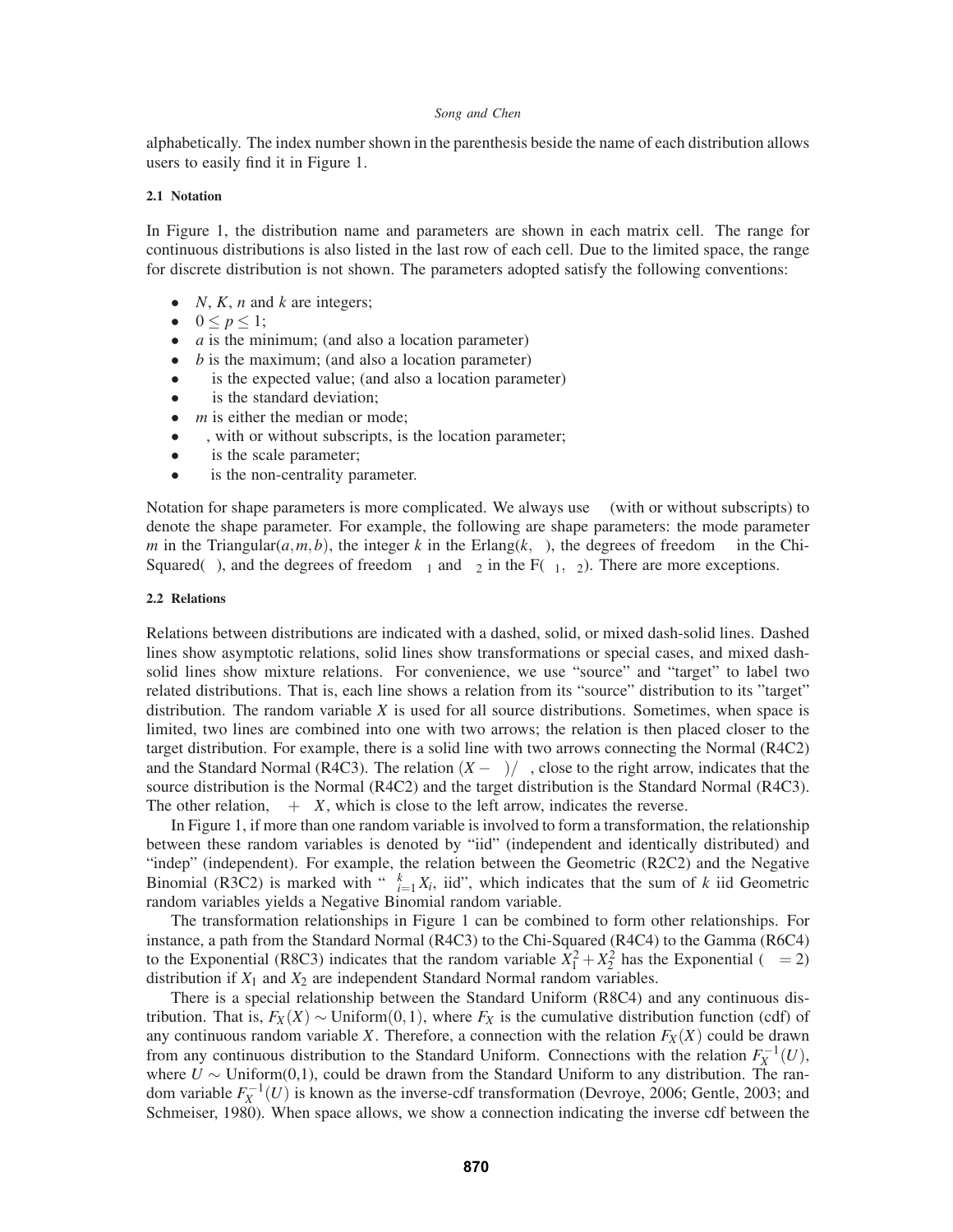alphabetically. The index number shown in the parenthesis beside the name of each distribution allows users to easily find it in Figure 1.

### 2.1 Notation

In Figure 1, the distribution name and parameters are shown in each matrix cell. The range for continuous distributions is also listed in the last row of each cell. Due to the limited space, the range for discrete distribution is not shown. The parameters adopted satisfy the following conventions:

- $N$, $K$, $n$ and $k$ are integers;
- $0 \leq p \leq 1$;
- $a$ is the minimum; (and also a location parameter)
- $b$ is the maximum; (and also a location parameter)
- is the expected value; (and also a location parameter)
- is the standard deviation;
- $m$ is either the median or mode;
- , with or without subscripts, is the location parameter;
- is the scale parameter;
- is the non-centrality parameter.

Notation for shape parameters is more complicated. We always use (with or without subscripts) to denote the shape parameter. For example, the following are shape parameters: the mode parameter $m$ in the Triangular$(a,m,b)$, the integer $k$ in the Erlang$(k, \;)$, the degrees of freedom in the Chi-Squared( ), and the degrees of freedom $_1$ and $_2$ in the F( $_1$, $_2$). There are more exceptions.

### 2.2 Relations

Relations between distributions are indicated with a dashed, solid, or mixed dash-solid lines. Dashed lines show asymptotic relations, solid lines show transformations or special cases, and mixed dash-solid lines show mixture relations. For convenience, we use "source" and "target" to label two related distributions. That is, each line shows a relation from its "source" distribution to its "target" distribution. The random variable $X$ is used for all source distributions. Sometimes, when space is limited, two lines are combined into one with two arrows; the relation is then placed closer to the target distribution. For example, there is a solid line with two arrows connecting the Normal (R4C2) and the Standard Normal (R4C3). The relation $(X - \;)/\;$, close to the right arrow, indicates that the source distribution is the Normal (R4C2) and the target distribution is the Standard Normal (R4C3). The other relation, $\; + \; X$, which is close to the left arrow, indicates the reverse.

In Figure 1, if more than one random variable is involved to form a transformation, the relationship between these random variables is denoted by "iid" (independent and identically distributed) and "indep" (independent). For example, the relation between the Geometric (R2C2) and the Negative Binomial (R3C2) is marked with " $\sum_{i=1}^{k} X_i$, iid", which indicates that the sum of $k$ iid Geometric random variables yields a Negative Binomial random variable.

The transformation relationships in Figure 1 can be combined to form other relationships. For instance, a path from the Standard Normal (R4C3) to the Chi-Squared (R4C4) to the Gamma (R6C4) to the Exponential (R8C3) indicates that the random variable $X_1^2 + X_2^2$ has the Exponential ( $= 2$) distribution if $X_1$ and $X_2$ are independent Standard Normal random variables.

There is a special relationship between the Standard Uniform (R8C4) and any continuous distribution. That is, $F_X(X) \sim \text{Uniform}(0,1)$, where $F_X$ is the cumulative distribution function (cdf) of any continuous random variable $X$. Therefore, a connection with the relation $F_X(X)$ could be drawn from any continuous distribution to the Standard Uniform. Connections with the relation $F_X^{-1}(U)$, where $U \sim$ Uniform(0,1), could be drawn from the Standard Uniform to any distribution. The random variable $F_X^{-1}(U)$ is known as the inverse-cdf transformation (Devroye, 2006; Gentle, 2003; and Schmeiser, 1980). When space allows, we show a connection indicating the inverse cdf between the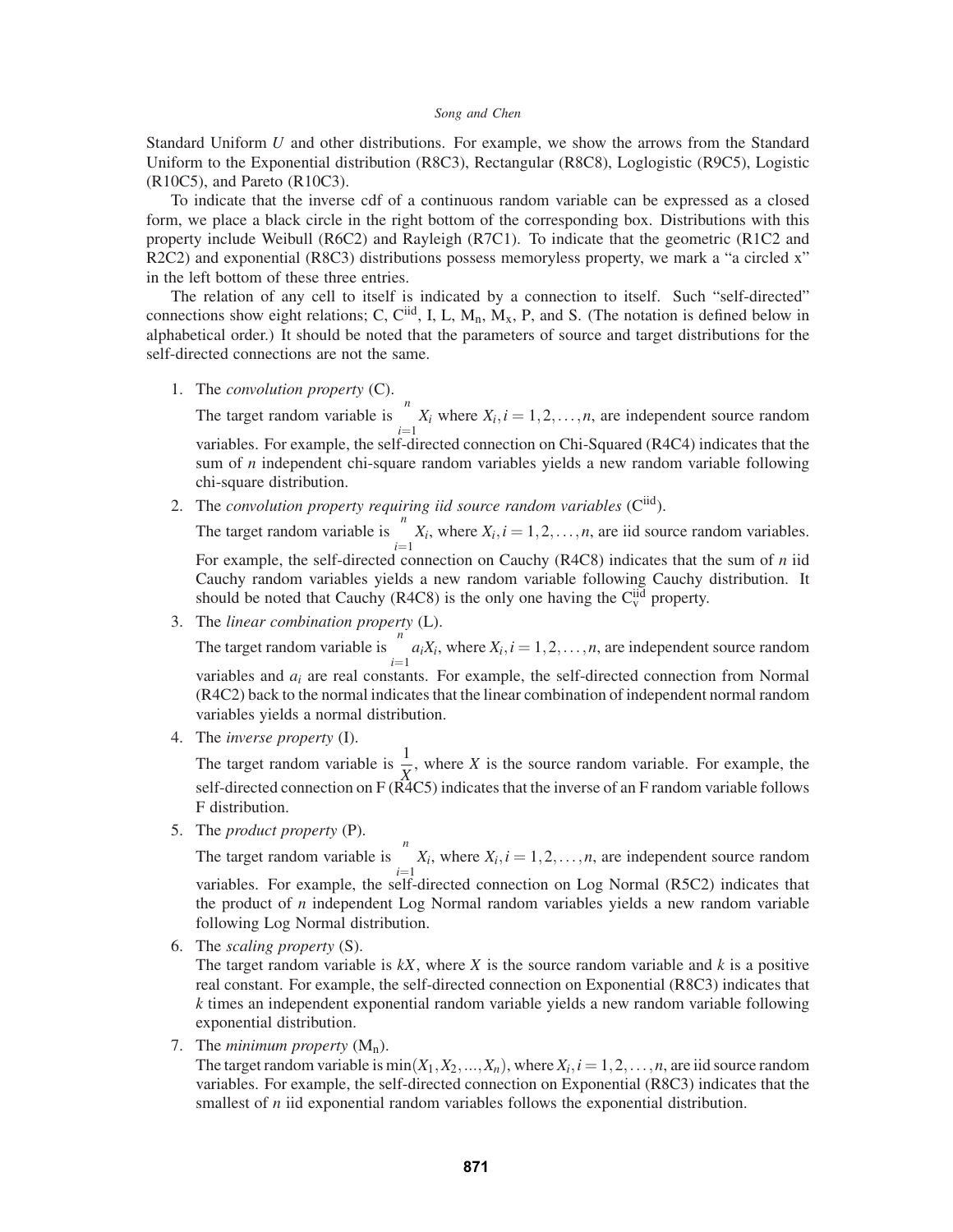Standard Uniform $U$ and other distributions. For example, we show the arrows from the Standard Uniform to the Exponential distribution (R8C3), Rectangular (R8C8), Loglogistic (R9C5), Logistic (R10C5), and Pareto (R10C3).

To indicate that the inverse cdf of a continuous random variable can be expressed as a closed form, we place a black circle in the right bottom of the corresponding box. Distributions with this property include Weibull (R6C2) and Rayleigh (R7C1). To indicate that the geometric (R1C2 and R2C2) and exponential (R8C3) distributions possess memoryless property, we mark a "a circled x" in the left bottom of these three entries.

The relation of any cell to itself is indicated by a connection to itself. Such "self-directed" connections show eight relations; C, $\mathrm{C^{iid}}$, I, L, $\mathrm{M_n}$, $\mathrm{M_x}$, P, and S. (The notation is defined below in alphabetical order.) It should be noted that the parameters of source and target distributions for the self-directed connections are not the same.

1. The *convolution property* (C).
   The target random variable is $\sum_{i=1}^{n} X_i$ where $X_i, i = 1, 2, \ldots, n$, are independent source random variables. For example, the self-directed connection on Chi-Squared (R4C4) indicates that the sum of $n$ independent chi-square random variables yields a new random variable following chi-square distribution.
2. The *convolution property requiring iid source random variables* ($\mathrm{C^{iid}}$).
   The target random variable is $\sum_{i=1}^{n} X_i$, where $X_i, i = 1, 2, \ldots, n$, are iid source random variables. For example, the self-directed connection on Cauchy (R4C8) indicates that the sum of $n$ iid Cauchy random variables yields a new random variable following Cauchy distribution. It should be noted that Cauchy (R4C8) is the only one having the $\mathrm{C_v^{iid}}$ property.
3. The *linear combination property* (L).
   The target random variable is $\sum_{i=1}^{n} a_i X_i$, where $X_i, i = 1, 2, \ldots, n$, are independent source random variables and $a_i$ are real constants. For example, the self-directed connection from Normal (R4C2) back to the normal indicates that the linear combination of independent normal random variables yields a normal distribution.
4. The *inverse property* (I).
   The target random variable is $\frac{1}{X}$, where $X$ is the source random variable. For example, the self-directed connection on F (R4C5) indicates that the inverse of an F random variable follows F distribution.
5. The *product property* (P).
   The target random variable is $\prod_{i=1}^{n} X_i$, where $X_i, i = 1, 2, \ldots, n$, are independent source random variables. For example, the self-directed connection on Log Normal (R5C2) indicates that the product of $n$ independent Log Normal random variables yields a new random variable following Log Normal distribution.
6. The *scaling property* (S).
   The target random variable is $kX$, where $X$ is the source random variable and $k$ is a positive real constant. For example, the self-directed connection on Exponential (R8C3) indicates that $k$ times an independent exponential random variable yields a new random variable following exponential distribution.
7. The *minimum property* ($\mathrm{M_n}$).
   The target random variable is $\min(X_1, X_2, \ldots, X_n)$, where $X_i, i = 1, 2, \ldots, n$, are iid source random variables. For example, the self-directed connection on Exponential (R8C3) indicates that the smallest of $n$ iid exponential random variables follows the exponential distribution.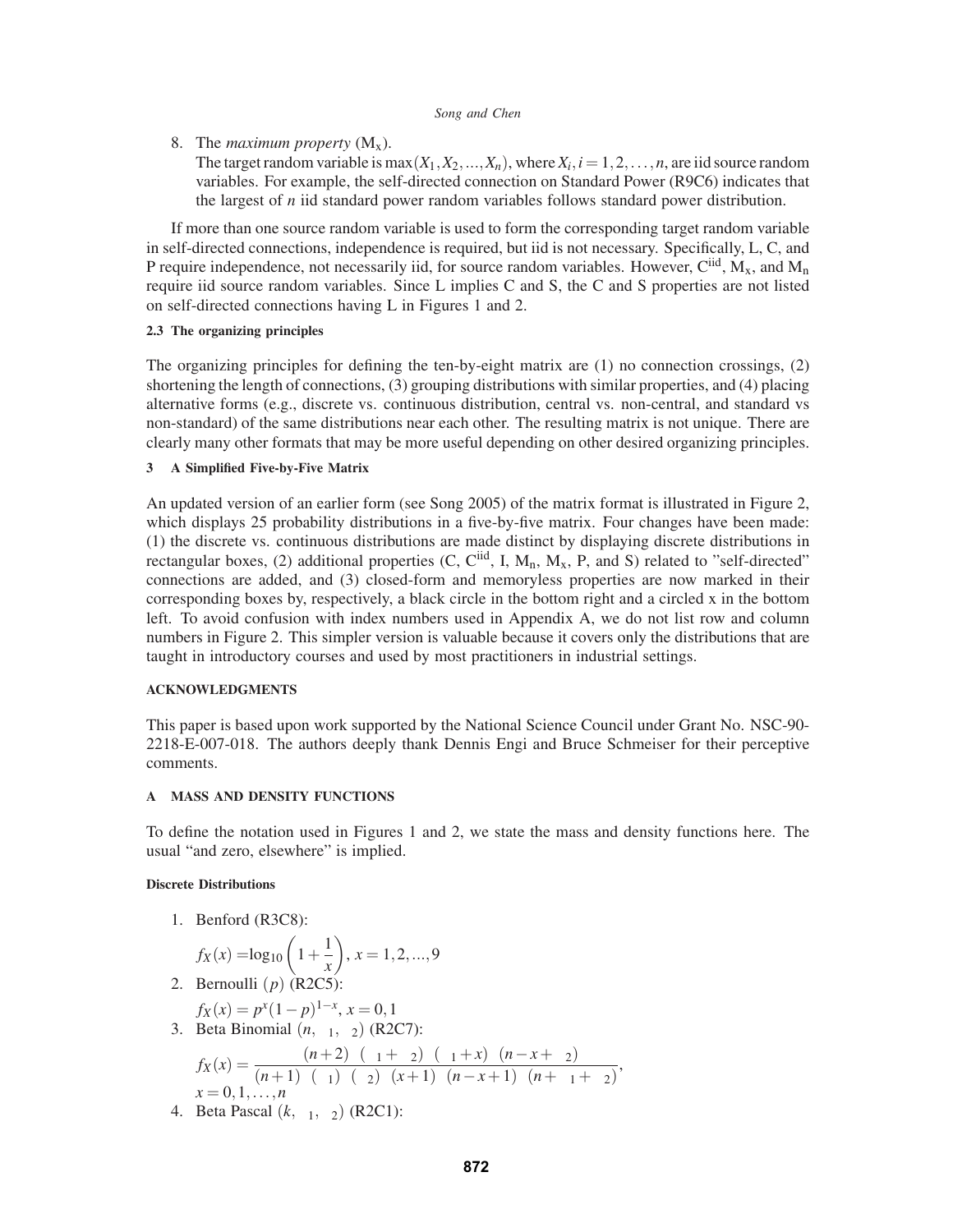8. The *maximum property* ($M_x$).
   The target random variable is $\max(X_1, X_2, ..., X_n)$, where $X_i, i = 1, 2, \ldots, n$, are iid source random variables. For example, the self-directed connection on Standard Power (R9C6) indicates that the largest of *n* iid standard power random variables follows standard power distribution.

If more than one source random variable is used to form the corresponding target random variable in self-directed connections, independence is required, but iid is not necessary. Specifically, L, C, and P require independence, not necessarily iid, for source random variables. However, $C^{iid}$, $M_x$, and $M_n$ require iid source random variables. Since L implies C and S, the C and S properties are not listed on self-directed connections having L in Figures 1 and 2.

### 2.3 The organizing principles

The organizing principles for defining the ten-by-eight matrix are (1) no connection crossings, (2) shortening the length of connections, (3) grouping distributions with similar properties, and (4) placing alternative forms (e.g., discrete vs. continuous distribution, central vs. non-central, and standard vs non-standard) of the same distributions near each other. The resulting matrix is not unique. There are clearly many other formats that may be more useful depending on other desired organizing principles.

## 3 A Simplified Five-by-Five Matrix

An updated version of an earlier form (see Song 2005) of the matrix format is illustrated in Figure 2, which displays 25 probability distributions in a five-by-five matrix. Four changes have been made: (1) the discrete vs. continuous distributions are made distinct by displaying discrete distributions in rectangular boxes, (2) additional properties (C, $C^{iid}$, I, $M_n$, $M_x$, P, and S) related to "self-directed" connections are added, and (3) closed-form and memoryless properties are now marked in their corresponding boxes by, respectively, a black circle in the bottom right and a circled x in the bottom left. To avoid confusion with index numbers used in Appendix A, we do not list row and column numbers in Figure 2. This simpler version is valuable because it covers only the distributions that are taught in introductory courses and used by most practitioners in industrial settings.

## ACKNOWLEDGMENTS

This paper is based upon work supported by the National Science Council under Grant No. NSC-90-2218-E-007-018. The authors deeply thank Dennis Engi and Bruce Schmeiser for their perceptive comments.

## A MASS AND DENSITY FUNCTIONS

To define the notation used in Figures 1 and 2, we state the mass and density functions here. The usual "and zero, elsewhere" is implied.

### Discrete Distributions

1. Benford (R3C8):

   $$f_X(x) = \log_{10}\left(1 + \frac{1}{x}\right),\ x = 1, 2, ..., 9$$

2. Bernoulli $(p)$ (R2C5):

   $$f_X(x) = p^x(1-p)^{1-x},\ x = 0, 1$$

3. Beta Binomial $(n,\ {}_1,\ {}_2)$ (R2C7):

   $$f_X(x) = \frac{(n+2)\ (\ {}_1+\ {}_2)\ (\ {}_1+x)\ (n-x+\ {}_2)}{(n+1)\ (\ {}_1)\ (\ {}_2)\ (x+1)\ (n-x+1)\ (n+\ {}_1+\ {}_2)},$$
   $x = 0, 1, \ldots, n$

4. Beta Pascal $(k,\ {}_1,\ {}_2)$ (R2C1):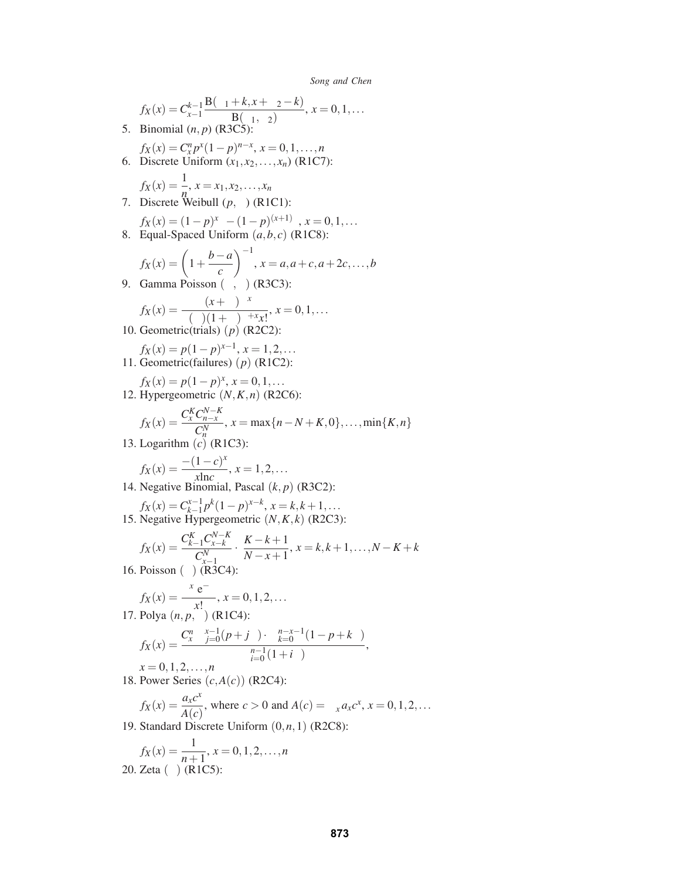$$f_X(x) = C_{x-1}^{k-1} \frac{B(\alpha_1 + k, x + \alpha_2 - k)}{B(\alpha_1, \alpha_2)}, \; x = 0, 1, \ldots$$

5. Binomial $(n, p)$ (R3C5):

$$f_X(x) = C_x^n p^x (1-p)^{n-x}, \; x = 0, 1, \ldots, n$$

6. Discrete Uniform $(x_1, x_2, \ldots, x_n)$ (R1C7):

$$f_X(x) = \frac{1}{n}, \; x = x_1, x_2, \ldots, x_n$$

7. Discrete Weibull $(p, \beta)$ (R1C1):

$$f_X(x) = (1-p)^{x^\beta} - (1-p)^{(x+1)^\beta}, \; x = 0, 1, \ldots$$

8. Equal-Spaced Uniform $(a, b, c)$ (R1C8):

$$f_X(x) = \left(1 + \frac{b-a}{c}\right)^{-1}, \; x = a, a+c, a+2c, \ldots, b$$

9. Gamma Poisson $(\alpha, \beta)$ (R3C3):

$$f_X(x) = \frac{\Gamma(x+\beta)\alpha^x}{\Gamma(\beta)(1+\alpha)^{\beta+x} x!}, \; x = 0, 1, \ldots$$

10. Geometric(trials) $(p)$ (R2C2):

$$f_X(x) = p(1-p)^{x-1}, \; x = 1, 2, \ldots$$

11. Geometric(failures) $(p)$ (R1C2):

$$f_X(x) = p(1-p)^x, \; x = 0, 1, \ldots$$

12. Hypergeometric $(N, K, n)$ (R2C6):

$$f_X(x) = \frac{C_x^K C_{n-x}^{N-K}}{C_n^N}, \; x = \max\{n-N+K, 0\}, \ldots, \min\{K, n\}$$

13. Logarithm $(c)$ (R1C3):

$$f_X(x) = \frac{-(1-c)^x}{x \ln c}, \; x = 1, 2, \ldots$$

14. Negative Binomial, Pascal $(k, p)$ (R3C2):

$$f_X(x) = C_{k-1}^{x-1} p^k (1-p)^{x-k}, \; x = k, k+1, \ldots$$

15. Negative Hypergeometric $(N, K, k)$ (R2C3):

$$f_X(x) = \frac{C_{k-1}^K C_{x-k}^{N-K}}{C_{x-1}^N} \cdot \frac{K-k+1}{N-x+1}, \; x = k, k+1, \ldots, N-K+k$$

16. Poisson $(\mu)$ (R3C4):

$$f_X(x) = \frac{\mu^x e^{-\mu}}{x!}, \; x = 0, 1, 2, \ldots$$

17. Polya $(n, p, \beta)$ (R1C4):

$$f_X(x) = \frac{C_x^n \prod_{j=0}^{x-1}(p + j\beta) \cdot \prod_{k=0}^{n-x-1}(1 - p + k\beta)}{\prod_{i=0}^{n-1}(1 + i\beta)},$$

$x = 0, 1, 2, \ldots, n$

18. Power Series $(c, A(c))$ (R2C4):

$$f_X(x) = \frac{a_x c^x}{A(c)}, \text{ where } c > 0 \text{ and } A(c) = \sum_x a_x c^x, \; x = 0, 1, 2, \ldots$$

19. Standard Discrete Uniform $(0, n, 1)$ (R2C8):

$$f_X(x) = \frac{1}{n+1}, \; x = 0, 1, 2, \ldots, n$$

20. Zeta $(\alpha)$ (R1C5):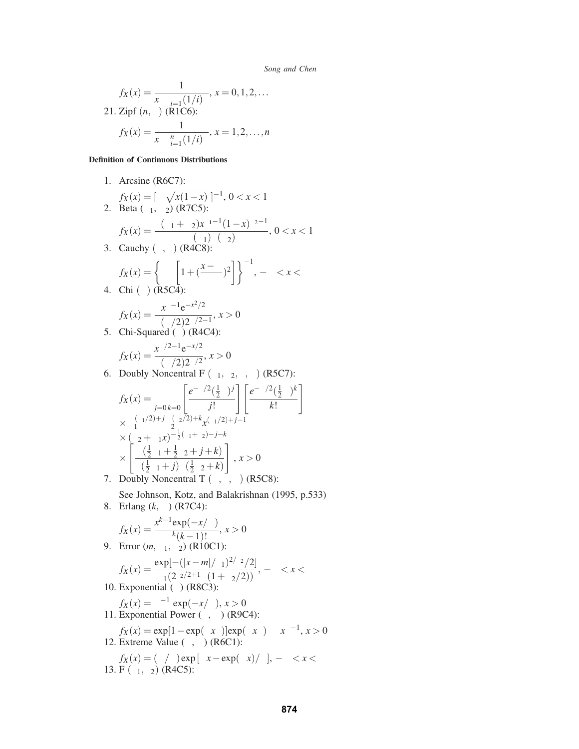$$f_X(x) = \frac{1}{x^{\alpha} \sum_{i=1}^{\infty}(1/i)^{\alpha}}, x = 0, 1, 2, \ldots$$

21. Zipf $(n, \alpha)$ (R1C6):

$$f_X(x) = \frac{1}{x^{\alpha} \sum_{i=1}^{n}(1/i)^{\alpha}}, x = 1, 2, \ldots, n$$

**Definition of Continuous Distributions**

1. Arcsine (R6C7):

$$f_X(x) = [\pi\sqrt{x(1-x)}\,]^{-1}, 0 < x < 1$$

2. Beta $(\beta_1, \beta_2)$ (R7C5):

$$f_X(x) = \frac{\Gamma(\beta_1 + \beta_2)x^{\beta_1 - 1}(1-x)^{\beta_2 - 1}}{\Gamma(\beta_1)\Gamma(\beta_2)}, 0 < x < 1$$

3. Cauchy $(a, \alpha)$ (R4C8):

$$f_X(x) = \left\{\alpha\pi\left[1 + (\frac{x-a}{\alpha})^2\right]\right\}^{-1}, -\infty < x < \infty$$

4. Chi $(n)$ (R5C4):

$$f_X(x) = \frac{x^{n-1}e^{-x^2/2}}{\Gamma(n/2)2^{n/2-1}}, x > 0$$

5. Chi-Squared $(n)$ (R4C4):

$$f_X(x) = \frac{x^{n/2-1}e^{-x/2}}{\Gamma(n/2)2^{n/2}}, x > 0$$

6. Doubly Noncentral F $(n_1, n_2, \delta, \gamma)$ (R5C7):

$$f_X(x) = \sum_{j=0}^{\infty}\sum_{k=0}^{\infty}\left[\frac{e^{-\delta/2}(\frac{1}{2}\delta)^j}{j!}\right]\left[\frac{e^{-\gamma/2}(\frac{1}{2}\gamma)^k}{k!}\right]$$
$$\times\, n_1^{(n_1/2)+j}\, n_2^{(n_2/2)+k} x^{(n_1/2)+j-1}$$
$$\times (n_2 + n_1 x)^{-\frac{1}{2}(n_1+n_2)-j-k}$$
$$\times \left[\frac{\Gamma(\frac{1}{2}n_1 + \frac{1}{2}n_2 + j + k)}{\Gamma(\frac{1}{2}n_1 + j)\Gamma(\frac{1}{2}n_2 + k)}\right], x > 0$$

7. Doubly Noncentral T $(n, \delta, \gamma)$ (R5C8):

See Johnson, Kotz, and Balakrishnan (1995, p.533)

8. Erlang $(k, \alpha)$ (R7C4):

$$f_X(x) = \frac{x^{k-1}\exp(-x/\alpha)}{\alpha^k(k-1)!}, x > 0$$

9. Error $(m, \alpha_1, \alpha_2)$ (R10C1):

$$f_X(x) = \frac{\exp[-(|x-m|/\alpha_1)^{2/\alpha_2}/2]}{\alpha_1(2^{\alpha_2/2+1}\Gamma(1+\alpha_2/2))}, -\infty < x < \infty$$

10. Exponential $(\alpha)$ (R8C3):

$$f_X(x) = \alpha^{-1}\exp(-x/\alpha), x > 0$$

11. Exponential Power $(\lambda, \kappa)$ (R9C4):

$$f_X(x) = \exp[1 - \exp(\lambda x^{\kappa})]\exp(\lambda x^{\kappa})\lambda\kappa x^{\kappa-1}, x > 0$$

12. Extreme Value $(\alpha, \beta)$ (R6C1):

$$f_X(x) = (\beta/\alpha)\exp[\beta x - \exp(\beta x)/\alpha], -\infty < x < \infty$$

13. F $(n_1, n_2)$ (R4C5):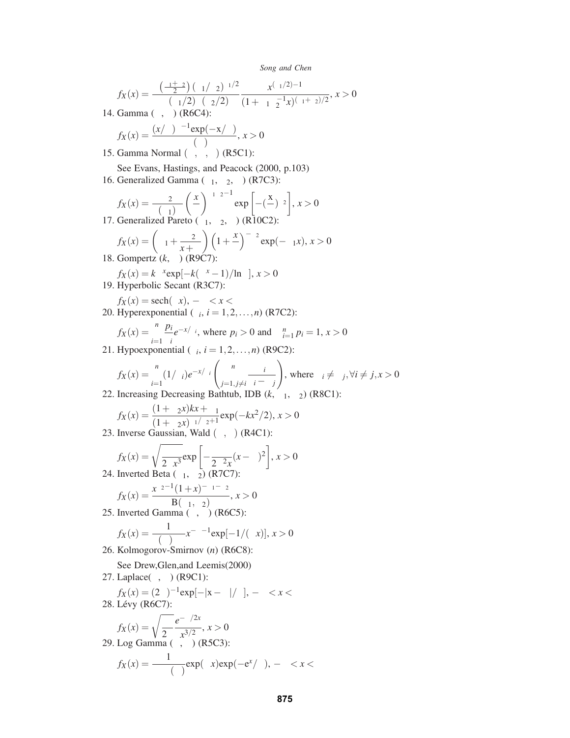$$f_X(x) = \frac{\Gamma\left(\frac{\nu_1+\nu_2}{2}\right)(\nu_1/\nu_2)^{\nu_1/2}}{\Gamma(\nu_1/2)\Gamma(\nu_2/2)} \frac{x^{(\nu_1/2)-1}}{(1+\nu_1\nu_2^{-1}x)^{(\nu_1+\nu_2)/2}}, x > 0$$

14. Gamma ($\alpha$, $\beta$) (R6C4):

$$f_X(x) = \frac{(x/\alpha)^{\beta-1}\exp(-x/\alpha)}{\alpha\Gamma(\beta)}, x > 0$$

15. Gamma Normal ($\alpha$, $\beta$, $\mu$) (R5C1):

See Evans, Hastings, and Peacock (2000, p.103)

16. Generalized Gamma ($\beta_1$, $\beta_2$, $\alpha$) (R7C3):

$$f_X(x) = \frac{\beta_2}{\alpha\Gamma(\beta_1)}\left(\frac{x}{\alpha}\right)^{\beta_1\beta_2-1}\exp\left[-\left(\frac{x}{\alpha}\right)^{\beta_2}\right], x > 0$$

17. Generalized Pareto ($\delta_1$, $\delta_2$, $\kappa$) (R10C2):

$$f_X(x) = \left(\delta_1 + \frac{\delta_2}{x+\kappa}\right)\left(1+\frac{x}{\kappa}\right)^{-\delta_2}\exp(-\delta_1 x), x > 0$$

18. Gompertz ($k$, $\delta$) (R9C7):

$$f_X(x) = k\delta^x\exp[-k(\delta^x - 1)/\ln\delta], x > 0$$

19. Hyperbolic Secant (R3C7):

$$f_X(x) = \text{sech}(\pi x), -\infty < x < \infty$$

20. Hyperexponential ($\alpha_i$, $i = 1, 2, \ldots, n$) (R7C2):

$$f_X(x) = \sum_{i=1}^{n}\frac{p_i}{\alpha_i}e^{-x/\alpha_i}, \text{ where } p_i > 0 \text{ and } \sum_{i=1}^{n} p_i = 1, x > 0$$

21. Hypoexponential ($\alpha_i$, $i = 1, 2, \ldots, n$) (R9C2):

$$f_X(x) = \sum_{i=1}^{n}(1/\alpha_i)e^{-x/\alpha_i}\left(\prod_{j=1, j\neq i}^{n}\frac{\alpha_i}{\alpha_i - \alpha_j}\right), \text{ where } \alpha_i \neq \alpha_j, \forall i \neq j, x > 0$$

22. Increasing Decreasing Bathtub, IDB ($k$, $\delta_1$, $\delta_2$) (R8C1):

$$f_X(x) = \frac{(1+\delta_2 x)kx + \delta_1}{(1+\delta_2 x)^{\delta_1/\delta_2+1}}\exp(-kx^2/2), x > 0$$

23. Inverse Gaussian, Wald ($\lambda$, $\mu$) (R4C1):

$$f_X(x) = \sqrt{\frac{\lambda}{2\pi x^3}}\exp\left[-\frac{\lambda}{2\mu^2 x}(x-\mu)^2\right], x > 0$$

24. Inverted Beta ($\beta_1$, $\beta_2$) (R7C7):

$$f_X(x) = \frac{x^{\beta_2-1}(1+x)^{-\beta_1-\beta_2}}{\text{B}(\beta_1, \beta_2)}, x > 0$$

25. Inverted Gamma ($\alpha$, $\beta$) (R6C5):

$$f_X(x) = \frac{1}{\beta^{\alpha}\Gamma(\alpha)}x^{-\alpha-1}\exp[-1/(\beta x)], x > 0$$

26. Kolmogorov-Smirnov ($n$) (R6C8):

See Drew,Glen,and Leemis(2000)

27. Laplace($\alpha$, $\beta$) (R9C1):

$$f_X(x) = (2\alpha)^{-1}\exp[-|x-\beta|/\alpha], -\infty < x < \infty$$

28. Lévy (R6C7):

$$f_X(x) = \sqrt{\frac{\gamma}{2\pi}}\frac{e^{-\gamma/2x}}{x^{3/2}}, x > 0$$

29. Log Gamma ($\alpha$, $\beta$) (R5C3):

$$f_X(x) = \frac{1}{\alpha^{\beta}\Gamma(\beta)}\exp(\beta x)\exp(-e^x/\alpha), -\infty < x < \infty$$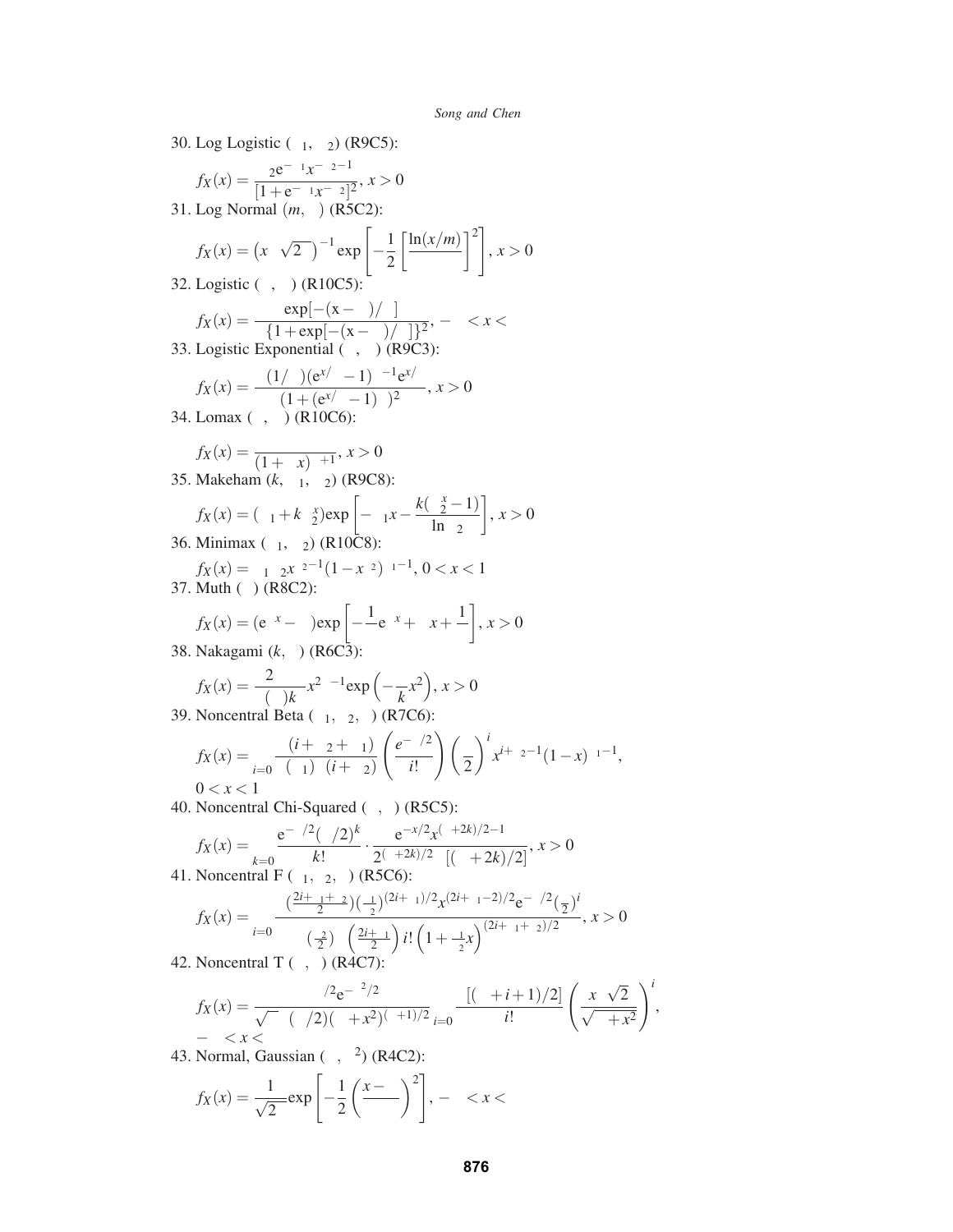30. Log Logistic ($\theta_1$, $\theta_2$) (R9C5):

$$f_X(x) = \frac{\theta_2 e^{-\theta_1} x^{-\theta_2 - 1}}{[1 + e^{-\theta_1} x^{-\theta_2}]^2}, \; x > 0$$

31. Log Normal ($m$, $\sigma$) (R5C2):

$$f_X(x) = \left(x\sigma\sqrt{2\pi}\right)^{-1} \exp\left[-\frac{1}{2}\left[\frac{\ln(x/m)}{\sigma}\right]^2\right], \; x > 0$$

32. Logistic ($\alpha$, $\beta$) (R10C5):

$$f_X(x) = \frac{\exp[-(x-\alpha)/\beta]}{\beta\{1 + \exp[-(x-\alpha)/\beta]\}^2}, \; -\infty < x < \infty$$

33. Logistic Exponential ($\alpha$, $\beta$) (R9C3):

$$f_X(x) = \frac{\beta(1/\alpha)(e^{x/\alpha} - 1)^{\beta-1} e^{x/\alpha}}{(1 + (e^{x/\alpha} - 1)^{\beta})^2}, \; x > 0$$

34. Lomax ($\kappa$, $\lambda$) (R10C6):

$$f_X(x) = \frac{\lambda\kappa}{(1 + \lambda x)^{\kappa+1}}, \; x > 0$$

35. Makeham ($k$, $\theta_1$, $\theta_2$) (R9C8):

$$f_X(x) = (\theta_1 + k\theta_2^x) \exp\left[-\theta_1 x - \frac{k(\theta_2^x - 1)}{\ln \theta_2}\right], \; x > 0$$

36. Minimax ($\theta_1$, $\theta_2$) (R10C8):

$$f_X(x) = \theta_1 \theta_2 x^{\theta_2 - 1}(1 - x^{\theta_2})^{\theta_1 - 1}, \; 0 < x < 1$$

37. Muth ($\kappa$) (R8C2):

$$f_X(x) = (e^{\kappa x} - \kappa) \exp\left[-\frac{1}{\kappa} e^{\kappa x} + \kappa x + \frac{1}{\kappa}\right], \; x > 0$$

38. Nakagami ($k$, $\theta$) (R6C3):

$$f_X(x) = \frac{2\theta^{\theta}}{\Gamma(\theta)k^{\theta}} x^{2\theta - 1} \exp\left(-\frac{\theta}{k} x^2\right), \; x > 0$$

39. Noncentral Beta ($\beta_1$, $\beta_2$, $\delta$) (R7C6):

$$f_X(x) = \sum_{i=0}^{\infty} \frac{\Gamma(i + \beta_2 + \beta_1)}{\Gamma(\beta_1)\Gamma(i + \beta_2)} \left(\frac{e^{-\delta/2}}{i!}\right) \left(\frac{\delta}{2}\right)^i x^{i + \beta_2 - 1}(1 - x)^{\beta_1 - 1},$$
$0 < x < 1$

40. Noncentral Chi-Squared ($\nu$, $\delta$) (R5C5):

$$f_X(x) = \sum_{k=0}^{\infty} \frac{e^{-\delta/2}(\delta/2)^k}{k!} \cdot \frac{e^{-x/2} x^{(\nu+2k)/2 - 1}}{2^{(\nu+2k)/2}\,\Gamma[(\nu + 2k)/2]}, \; x > 0$$

41. Noncentral F ($\nu_1$, $\nu_2$, $\delta$) (R5C6):

$$f_X(x) = \sum_{i=0}^{\infty} \frac{\Gamma\left(\frac{2i+\nu_1+\nu_2}{2}\right)\left(\frac{\nu_1}{\nu_2}\right)^{(2i+\nu_1)/2} x^{(2i+\nu_1-2)/2} e^{-\delta/2}\left(\frac{\delta}{2}\right)^i}{\Gamma\left(\frac{\nu_2}{2}\right)\Gamma\left(\frac{2i+\nu_1}{2}\right) i! \left(1 + \frac{\nu_1}{\nu_2} x\right)^{(2i+\nu_1+\nu_2)/2}}, \; x > 0$$

42. Noncentral T ($\nu$, $\delta$) (R4C7):

$$f_X(x) = \frac{\nu^{\nu/2} e^{-\delta^2/2}}{\sqrt{\pi}\,\Gamma(\nu/2)(\nu + x^2)^{(\nu+1)/2}} \sum_{i=0}^{\infty} \frac{\Gamma[(\nu + i + 1)/2]}{i!} \left(\frac{x\delta\sqrt{2}}{\sqrt{\nu + x^2}}\right)^i,$$
$-\infty < x < \infty$

43. Normal, Gaussian ($\mu$, $\sigma^2$) (R4C2):

$$f_X(x) = \frac{1}{\sigma\sqrt{2\pi}} \exp\left[-\frac{1}{2}\left(\frac{x - \mu}{\sigma}\right)^2\right], \; -\infty < x < \infty$$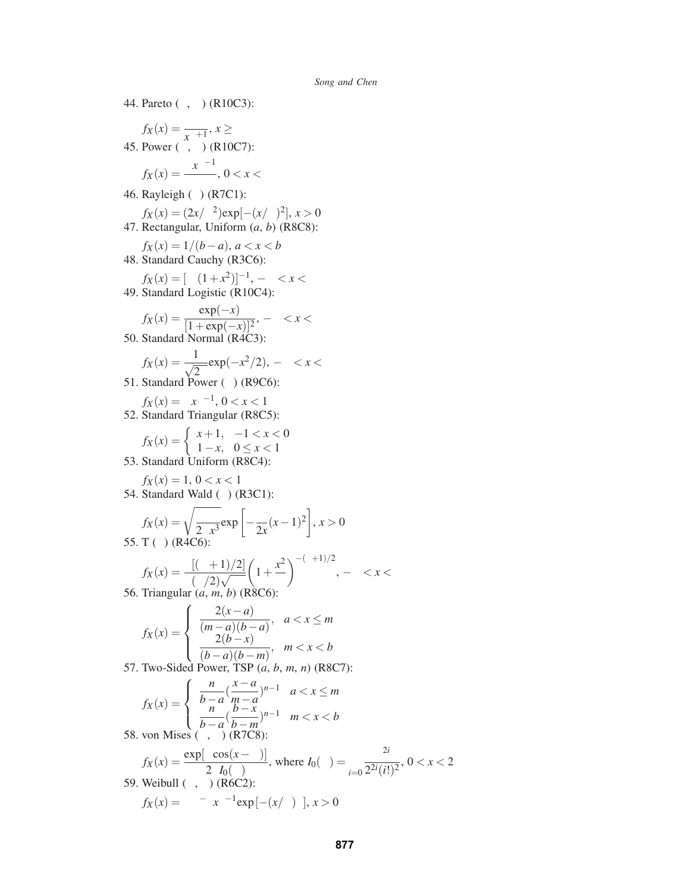44. Pareto ($\kappa$, $\lambda$) (R10C3):

$$f_X(x) = \frac{\kappa\lambda^\kappa}{x^{\kappa+1}},\; x \geq \lambda$$

45. Power ($\alpha$, $\beta$) (R10C7):

$$f_X(x) = \frac{\beta x^{\beta-1}}{\alpha^\beta},\; 0 < x < \alpha$$

46. Rayleigh ($\alpha$) (R7C1):

$$f_X(x) = (2x/\alpha^2)\exp[-(x/\alpha)^2],\; x > 0$$

47. Rectangular, Uniform ($a$, $b$) (R8C8):

$$f_X(x) = 1/(b-a),\; a < x < b$$

48. Standard Cauchy (R3C6):

$$f_X(x) = [\pi(1+x^2)]^{-1},\; -\infty < x < \infty$$

49. Standard Logistic (R10C4):

$$f_X(x) = \frac{\exp(-x)}{[1+\exp(-x)]^2},\; -\infty < x < \infty$$

50. Standard Normal (R4C3):

$$f_X(x) = \frac{1}{\sqrt{2\pi}}\exp(-x^2/2),\; -\infty < x < \infty$$

51. Standard Power ($\beta$) (R9C6):

$$f_X(x) = \beta x^{\beta-1},\; 0 < x < 1$$

52. Standard Triangular (R8C5):

$$f_X(x) = \begin{cases} x+1, & -1 < x < 0 \\ 1-x, & 0 \leq x < 1 \end{cases}$$

53. Standard Uniform (R8C4):

$$f_X(x) = 1,\; 0 < x < 1$$

54. Standard Wald ($\lambda$) (R3C1):

$$f_X(x) = \sqrt{\frac{\lambda}{2\pi x^3}}\exp\left[-\frac{\lambda}{2x}(x-1)^2\right],\; x > 0$$

55. T ($n$) (R4C6):

$$f_X(x) = \frac{\Gamma[(n+1)/2]}{\Gamma(n/2)\sqrt{n\pi}}\left(1+\frac{x^2}{n}\right)^{-(n+1)/2},\; -\infty < x < \infty$$

56. Triangular ($a$, $m$, $b$) (R8C6):

$$f_X(x) = \begin{cases} \dfrac{2(x-a)}{(m-a)(b-a)}, & a < x \leq m \\ \dfrac{2(b-x)}{(b-a)(b-m)}, & m < x < b \end{cases}$$

57. Two-Sided Power, TSP ($a$, $b$, $m$, $n$) (R8C7):

$$f_X(x) = \begin{cases} \dfrac{n}{b-a}\left(\dfrac{x-a}{m-a}\right)^{n-1} & a < x \leq m \\ \dfrac{n}{b-a}\left(\dfrac{b-x}{b-m}\right)^{n-1} & m < x < b \end{cases}$$

58. von Mises ($\kappa$, $\mu$) (R7C8):

$$f_X(x) = \frac{\exp[\kappa\cos(x-\mu)]}{2\pi I_0(\kappa)},\text{ where } I_0(\kappa) = \sum_{i=0}^{\infty}\frac{\kappa^{2i}}{2^{2i}(i!)^2},\; 0 < x < 2\pi$$

59. Weibull ($\alpha$, $\beta$) (R6C2):

$$f_X(x) = \beta\alpha^{-\beta}x^{\beta-1}\exp[-(x/\alpha)^\beta],\; x > 0$$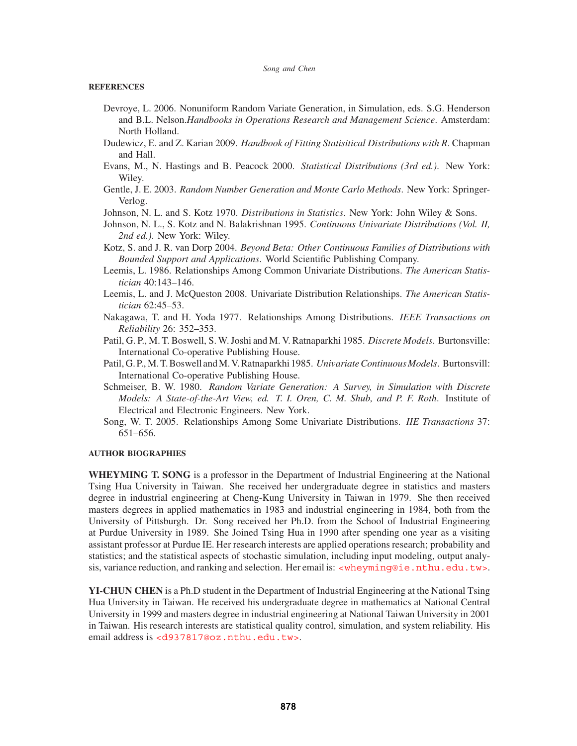## REFERENCES

Devroye, L. 2006. Nonuniform Random Variate Generation, in Simulation, eds. S.G. Henderson and B.L. Nelson.*Handbooks in Operations Research and Management Science*. Amsterdam: North Holland.

Dudewicz, E. and Z. Karian 2009. *Handbook of Fitting Statisitical Distributions with R*. Chapman and Hall.

Evans, M., N. Hastings and B. Peacock 2000. *Statistical Distributions (3rd ed.)*. New York: Wiley.

Gentle, J. E. 2003. *Random Number Generation and Monte Carlo Methods*. New York: Springer-Verlog.

Johnson, N. L. and S. Kotz 1970. *Distributions in Statistics*. New York: John Wiley & Sons.

Johnson, N. L., S. Kotz and N. Balakrishnan 1995. *Continuous Univariate Distributions (Vol. II, 2nd ed.)*. New York: Wiley.

Kotz, S. and J. R. van Dorp 2004. *Beyond Beta: Other Continuous Families of Distributions with Bounded Support and Applications*. World Scientific Publishing Company.

Leemis, L. 1986. Relationships Among Common Univariate Distributions. *The American Statistician* 40:143–146.

Leemis, L. and J. McQueston 2008. Univariate Distribution Relationships. *The American Statistician* 62:45–53.

Nakagawa, T. and H. Yoda 1977. Relationships Among Distributions. *IEEE Transactions on Reliability* 26: 352–353.

Patil, G. P., M. T. Boswell, S. W. Joshi and M. V. Ratnaparkhi 1985. *Discrete Models*. Burtonsville: International Co-operative Publishing House.

Patil, G. P., M. T. Boswell and M. V. Ratnaparkhi 1985. *Univariate Continuous Models*. Burtonsvill: International Co-operative Publishing House.

Schmeiser, B. W. 1980. *Random Variate Generation: A Survey, in Simulation with Discrete Models: A State-of-the-Art View, ed. T. I. Oren, C. M. Shub, and P. F. Roth*. Institute of Electrical and Electronic Engineers. New York.

Song, W. T. 2005. Relationships Among Some Univariate Distributions. *IIE Transactions* 37: 651–656.

## AUTHOR BIOGRAPHIES

**WHEYMING T. SONG** is a professor in the Department of Industrial Engineering at the National Tsing Hua University in Taiwan. She received her undergraduate degree in statistics and masters degree in industrial engineering at Cheng-Kung University in Taiwan in 1979. She then received masters degrees in applied mathematics in 1983 and industrial engineering in 1984, both from the University of Pittsburgh. Dr. Song received her Ph.D. from the School of Industrial Engineering at Purdue University in 1989. She Joined Tsing Hua in 1990 after spending one year as a visiting assistant professor at Purdue IE. Her research interests are applied operations research; probability and statistics; and the statistical aspects of stochastic simulation, including input modeling, output analysis, variance reduction, and ranking and selection. Her email is: <wheyming@ie.nthu.edu.tw>.

**YI-CHUN CHEN** is a Ph.D student in the Department of Industrial Engineering at the National Tsing Hua University in Taiwan. He received his undergraduate degree in mathematics at National Central University in 1999 and masters degree in industrial engineering at National Taiwan University in 2001 in Taiwan. His research interests are statistical quality control, simulation, and system reliability. His email address is <d937817@oz.nthu.edu.tw>.